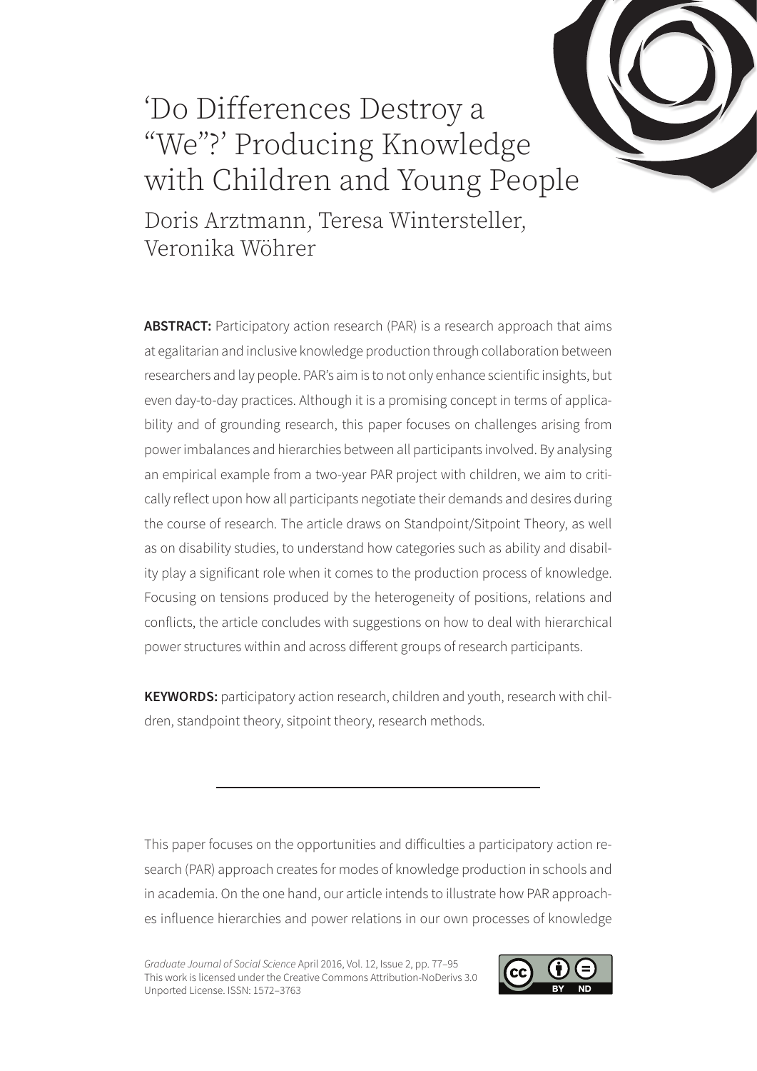# ‘Do Differences Destroy a “We”?’ Producing Knowledge with Children and Young People

Doris Arztmann, Teresa Wintersteller, Veronika Wöhrer

**ABSTRACT:** Participatory action research (PAR) is a research approach that aims at egalitarian and inclusive knowledge production through collaboration between researchers and lay people. PAR’s aim is to not only enhance scientific insights, but even day-to-day practices. Although it is a promising concept in terms of applicability and of grounding research, this paper focuses on challenges arising from power imbalances and hierarchies between all participants involved. By analysing an empirical example from a two-year PAR project with children, we aim to critically reflect upon how all participants negotiate their demands and desires during the course of research. The article draws on Standpoint/Sitpoint Theory, as well as on disability studies, to understand how categories such as ability and disability play a significant role when it comes to the production process of knowledge. Focusing on tensions produced by the heterogeneity of positions, relations and conflicts, the article concludes with suggestions on how to deal with hierarchical power structures within and across different groups of research participants.

**KEYWORDS:** participatory action research, children and youth, research with children, standpoint theory, sitpoint theory, research methods.

---

This paper focuses on the opportunities and difficulties a participatory action research (PAR) approach creates for modes of knowledge production in schools and in academia. On the one hand, our article intends to illustrate how PAR approaches influence hierarchies and power relations in our own processes of knowledge

*Graduate Journal of Social Science* April 2016, Vol. 12, Issue 2, pp. 77–95
This work is licensed under the Creative Commons Attribution-NoDerivs 3.0 Unported License. ISSN: 1572–3763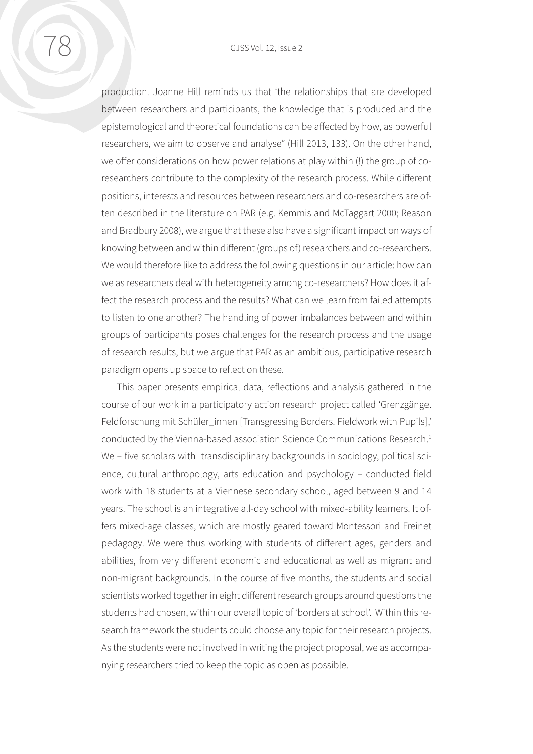production. Joanne Hill reminds us that 'the relationships that are developed between researchers and participants, the knowledge that is produced and the epistemological and theoretical foundations can be affected by how, as powerful researchers, we aim to observe and analyse" (Hill 2013, 133). On the other hand, we offer considerations on how power relations at play within (!) the group of co-researchers contribute to the complexity of the research process. While different positions, interests and resources between researchers and co-researchers are often described in the literature on PAR (e.g. Kemmis and McTaggart 2000; Reason and Bradbury 2008), we argue that these also have a significant impact on ways of knowing between and within different (groups of) researchers and co-researchers. We would therefore like to address the following questions in our article: how can we as researchers deal with heterogeneity among co-researchers? How does it affect the research process and the results? What can we learn from failed attempts to listen to one another? The handling of power imbalances between and within groups of participants poses challenges for the research process and the usage of research results, but we argue that PAR as an ambitious, participative research paradigm opens up space to reflect on these.

This paper presents empirical data, reflections and analysis gathered in the course of our work in a participatory action research project called 'Grenzgänge. Feldforschung mit Schüler_innen [Transgressing Borders. Fieldwork with Pupils],' conducted by the Vienna-based association Science Communications Research.[1] We – five scholars with transdisciplinary backgrounds in sociology, political science, cultural anthropology, arts education and psychology – conducted field work with 18 students at a Viennese secondary school, aged between 9 and 14 years. The school is an integrative all-day school with mixed-ability learners. It offers mixed-age classes, which are mostly geared toward Montessori and Freinet pedagogy. We were thus working with students of different ages, genders and abilities, from very different economic and educational as well as migrant and non-migrant backgrounds. In the course of five months, the students and social scientists worked together in eight different research groups around questions the students had chosen, within our overall topic of 'borders at school'. Within this research framework the students could choose any topic for their research projects. As the students were not involved in writing the project proposal, we as accompanying researchers tried to keep the topic as open as possible.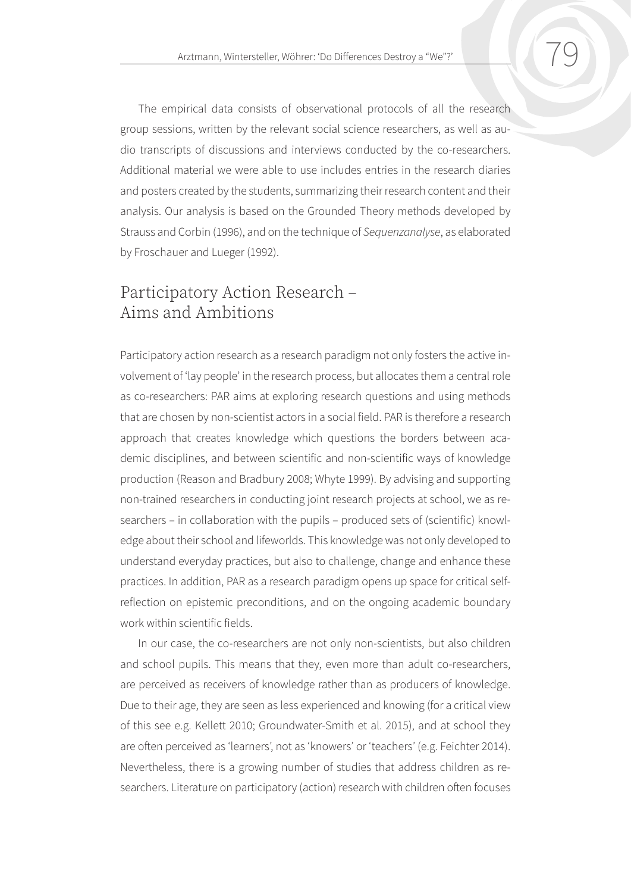The empirical data consists of observational protocols of all the research group sessions, written by the relevant social science researchers, as well as audio transcripts of discussions and interviews conducted by the co-researchers. Additional material we were able to use includes entries in the research diaries and posters created by the students, summarizing their research content and their analysis. Our analysis is based on the Grounded Theory methods developed by Strauss and Corbin (1996), and on the technique of *Sequenzanalyse*, as elaborated by Froschauer and Lueger (1992).

## Participatory Action Research – Aims and Ambitions

Participatory action research as a research paradigm not only fosters the active involvement of 'lay people' in the research process, but allocates them a central role as co-researchers: PAR aims at exploring research questions and using methods that are chosen by non-scientist actors in a social field. PAR is therefore a research approach that creates knowledge which questions the borders between academic disciplines, and between scientific and non-scientific ways of knowledge production (Reason and Bradbury 2008; Whyte 1999). By advising and supporting non-trained researchers in conducting joint research projects at school, we as researchers – in collaboration with the pupils – produced sets of (scientific) knowledge about their school and lifeworlds. This knowledge was not only developed to understand everyday practices, but also to challenge, change and enhance these practices. In addition, PAR as a research paradigm opens up space for critical self-reflection on epistemic preconditions, and on the ongoing academic boundary work within scientific fields.

In our case, the co-researchers are not only non-scientists, but also children and school pupils. This means that they, even more than adult co-researchers, are perceived as receivers of knowledge rather than as producers of knowledge. Due to their age, they are seen as less experienced and knowing (for a critical view of this see e.g. Kellett 2010; Groundwater-Smith et al. 2015), and at school they are often perceived as 'learners', not as 'knowers' or 'teachers' (e.g. Feichter 2014). Nevertheless, there is a growing number of studies that address children as researchers. Literature on participatory (action) research with children often focuses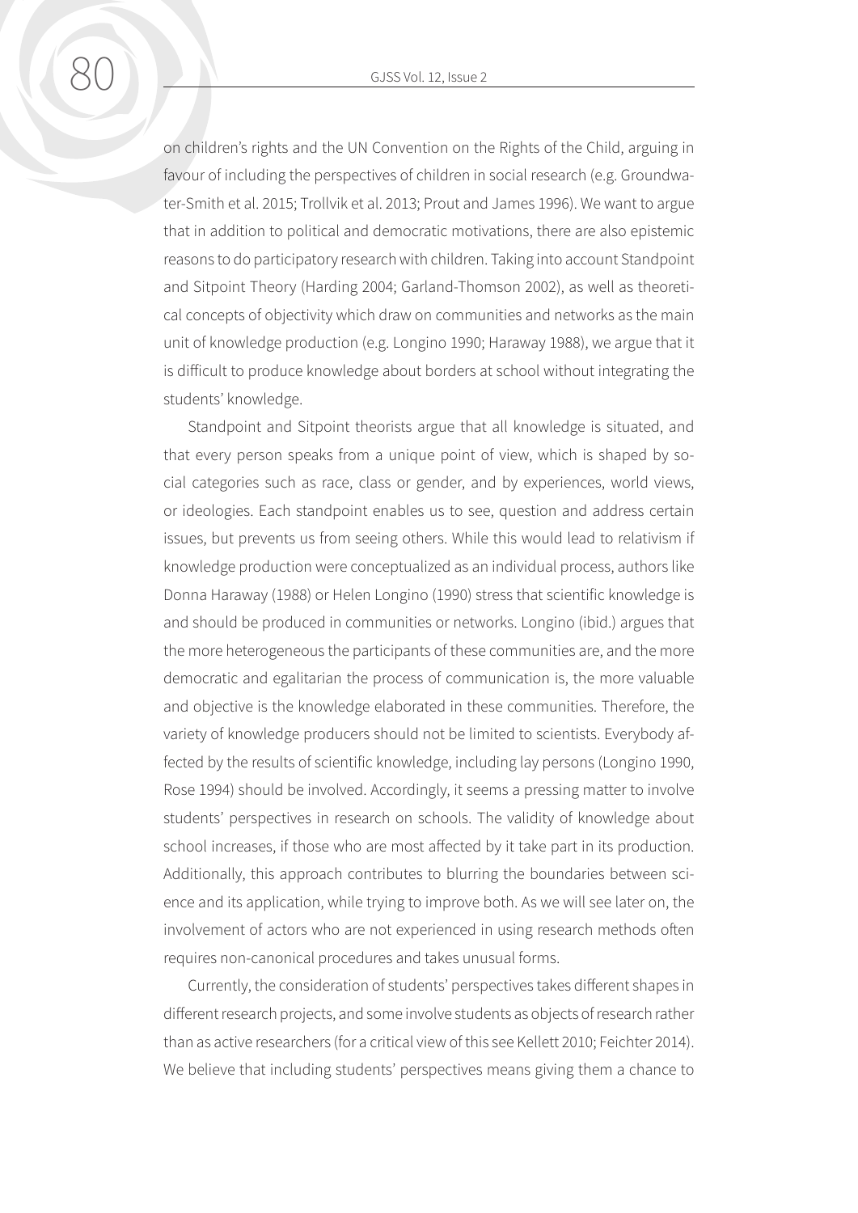on children's rights and the UN Convention on the Rights of the Child, arguing in favour of including the perspectives of children in social research (e.g. Groundwater-Smith et al. 2015; Trollvik et al. 2013; Prout and James 1996). We want to argue that in addition to political and democratic motivations, there are also epistemic reasons to do participatory research with children. Taking into account Standpoint and Sitpoint Theory (Harding 2004; Garland-Thomson 2002), as well as theoretical concepts of objectivity which draw on communities and networks as the main unit of knowledge production (e.g. Longino 1990; Haraway 1988), we argue that it is difficult to produce knowledge about borders at school without integrating the students' knowledge.

Standpoint and Sitpoint theorists argue that all knowledge is situated, and that every person speaks from a unique point of view, which is shaped by social categories such as race, class or gender, and by experiences, world views, or ideologies. Each standpoint enables us to see, question and address certain issues, but prevents us from seeing others. While this would lead to relativism if knowledge production were conceptualized as an individual process, authors like Donna Haraway (1988) or Helen Longino (1990) stress that scientific knowledge is and should be produced in communities or networks. Longino (ibid.) argues that the more heterogeneous the participants of these communities are, and the more democratic and egalitarian the process of communication is, the more valuable and objective is the knowledge elaborated in these communities. Therefore, the variety of knowledge producers should not be limited to scientists. Everybody affected by the results of scientific knowledge, including lay persons (Longino 1990, Rose 1994) should be involved. Accordingly, it seems a pressing matter to involve students' perspectives in research on schools. The validity of knowledge about school increases, if those who are most affected by it take part in its production. Additionally, this approach contributes to blurring the boundaries between science and its application, while trying to improve both. As we will see later on, the involvement of actors who are not experienced in using research methods often requires non-canonical procedures and takes unusual forms.

Currently, the consideration of students' perspectives takes different shapes in different research projects, and some involve students as objects of research rather than as active researchers (for a critical view of this see Kellett 2010; Feichter 2014). We believe that including students' perspectives means giving them a chance to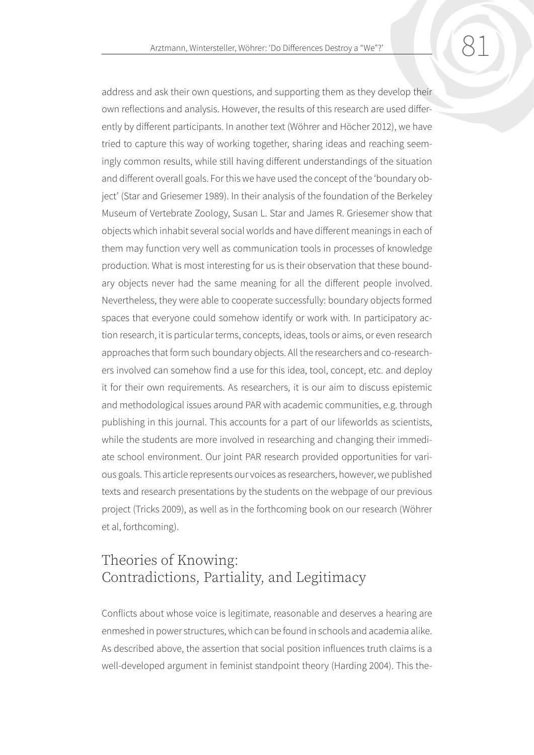address and ask their own questions, and supporting them as they develop their own reflections and analysis. However, the results of this research are used differently by different participants. In another text (Wöhrer and Höcher 2012), we have tried to capture this way of working together, sharing ideas and reaching seemingly common results, while still having different understandings of the situation and different overall goals. For this we have used the concept of the 'boundary object' (Star and Griesemer 1989). In their analysis of the foundation of the Berkeley Museum of Vertebrate Zoology, Susan L. Star and James R. Griesemer show that objects which inhabit several social worlds and have different meanings in each of them may function very well as communication tools in processes of knowledge production. What is most interesting for us is their observation that these boundary objects never had the same meaning for all the different people involved. Nevertheless, they were able to cooperate successfully: boundary objects formed spaces that everyone could somehow identify or work with. In participatory action research, it is particular terms, concepts, ideas, tools or aims, or even research approaches that form such boundary objects. All the researchers and co-researchers involved can somehow find a use for this idea, tool, concept, etc. and deploy it for their own requirements. As researchers, it is our aim to discuss epistemic and methodological issues around PAR with academic communities, e.g. through publishing in this journal. This accounts for a part of our lifeworlds as scientists, while the students are more involved in researching and changing their immediate school environment. Our joint PAR research provided opportunities for various goals. This article represents our voices as researchers, however, we published texts and research presentations by the students on the webpage of our previous project (Tricks 2009), as well as in the forthcoming book on our research (Wöhrer et al, forthcoming).

## Theories of Knowing: Contradictions, Partiality, and Legitimacy

Conflicts about whose voice is legitimate, reasonable and deserves a hearing are enmeshed in power structures, which can be found in schools and academia alike. As described above, the assertion that social position influences truth claims is a well-developed argument in feminist standpoint theory (Harding 2004). This the-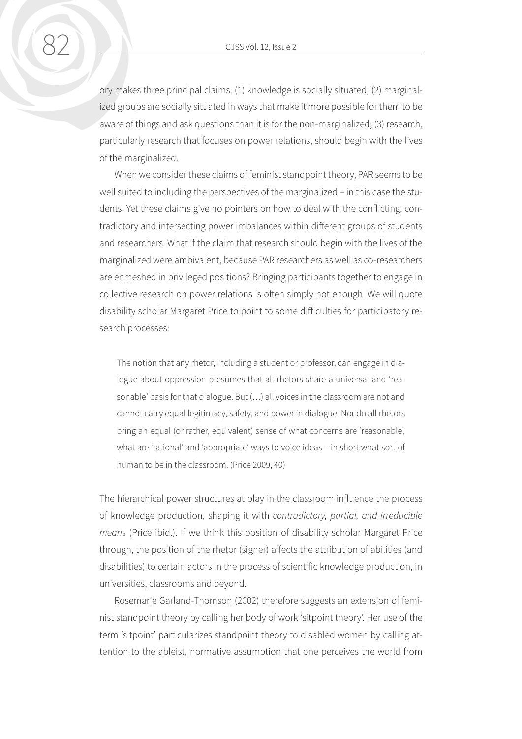ory makes three principal claims: (1) knowledge is socially situated; (2) marginalized groups are socially situated in ways that make it more possible for them to be aware of things and ask questions than it is for the non-marginalized; (3) research, particularly research that focuses on power relations, should begin with the lives of the marginalized.

When we consider these claims of feminist standpoint theory, PAR seems to be well suited to including the perspectives of the marginalized – in this case the students. Yet these claims give no pointers on how to deal with the conflicting, contradictory and intersecting power imbalances within different groups of students and researchers. What if the claim that research should begin with the lives of the marginalized were ambivalent, because PAR researchers as well as co-researchers are enmeshed in privileged positions? Bringing participants together to engage in collective research on power relations is often simply not enough. We will quote disability scholar Margaret Price to point to some difficulties for participatory research processes:

> The notion that any rhetor, including a student or professor, can engage in dialogue about oppression presumes that all rhetors share a universal and 'reasonable' basis for that dialogue. But (…) all voices in the classroom are not and cannot carry equal legitimacy, safety, and power in dialogue. Nor do all rhetors bring an equal (or rather, equivalent) sense of what concerns are 'reasonable', what are 'rational' and 'appropriate' ways to voice ideas – in short what sort of human to be in the classroom. (Price 2009, 40)

The hierarchical power structures at play in the classroom influence the process of knowledge production, shaping it with *contradictory, partial, and irreducible means* (Price ibid.). If we think this position of disability scholar Margaret Price through, the position of the rhetor (signer) affects the attribution of abilities (and disabilities) to certain actors in the process of scientific knowledge production, in universities, classrooms and beyond.

Rosemarie Garland-Thomson (2002) therefore suggests an extension of feminist standpoint theory by calling her body of work 'sitpoint theory'. Her use of the term 'sitpoint' particularizes standpoint theory to disabled women by calling attention to the ableist, normative assumption that one perceives the world from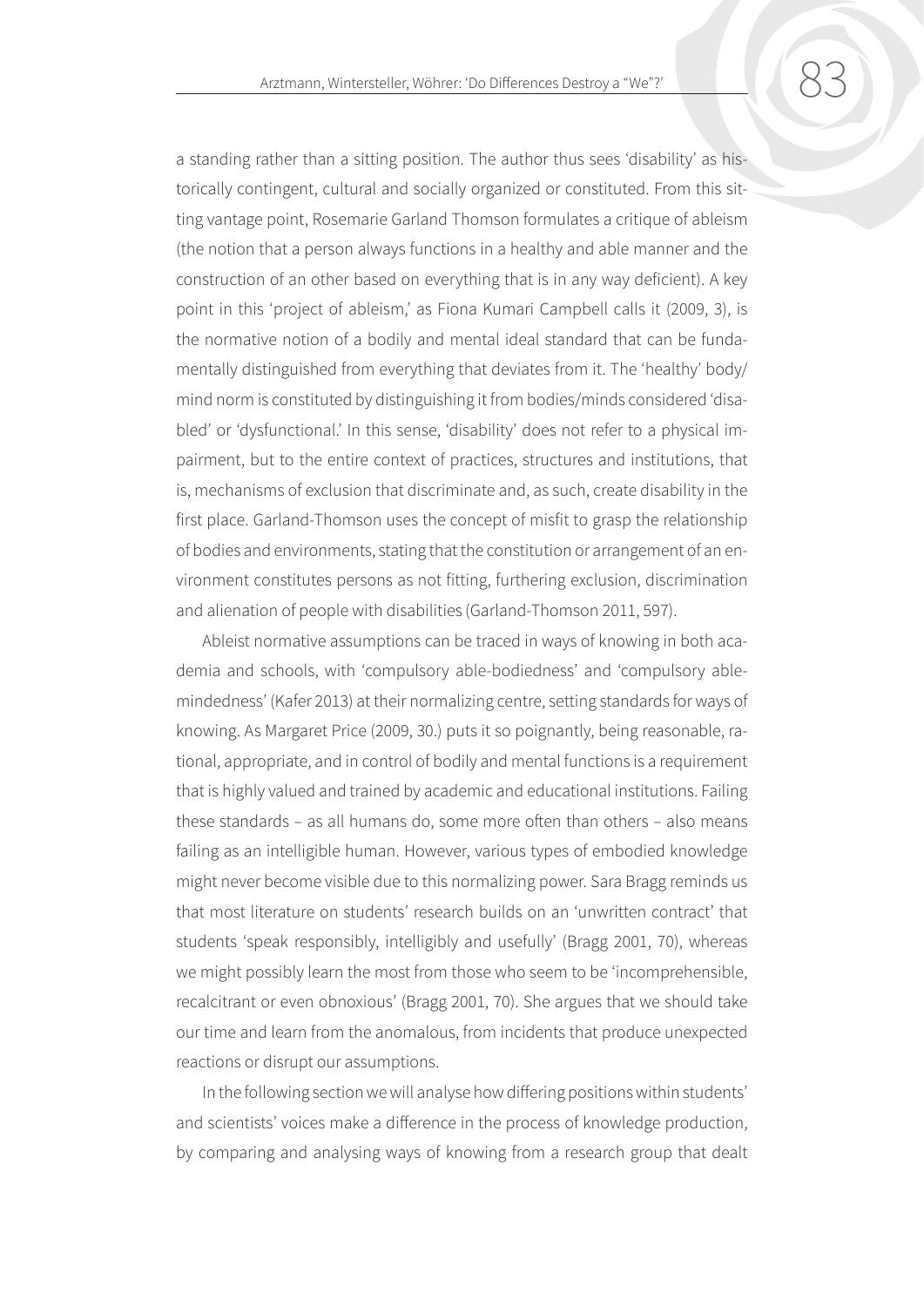a standing rather than a sitting position. The author thus sees 'disability' as historically contingent, cultural and socially organized or constituted. From this sitting vantage point, Rosemarie Garland Thomson formulates a critique of ableism (the notion that a person always functions in a healthy and able manner and the construction of an other based on everything that is in any way deficient). A key point in this 'project of ableism,' as Fiona Kumari Campbell calls it (2009, 3), is the normative notion of a bodily and mental ideal standard that can be fundamentally distinguished from everything that deviates from it. The 'healthy' body/mind norm is constituted by distinguishing it from bodies/minds considered 'disabled' or 'dysfunctional.' In this sense, 'disability' does not refer to a physical impairment, but to the entire context of practices, structures and institutions, that is, mechanisms of exclusion that discriminate and, as such, create disability in the first place. Garland-Thomson uses the concept of misfit to grasp the relationship of bodies and environments, stating that the constitution or arrangement of an environment constitutes persons as not fitting, furthering exclusion, discrimination and alienation of people with disabilities (Garland-Thomson 2011, 597).

Ableist normative assumptions can be traced in ways of knowing in both academia and schools, with 'compulsory able-bodiedness' and 'compulsory able-mindedness' (Kafer 2013) at their normalizing centre, setting standards for ways of knowing. As Margaret Price (2009, 30.) puts it so poignantly, being reasonable, rational, appropriate, and in control of bodily and mental functions is a requirement that is highly valued and trained by academic and educational institutions. Failing these standards – as all humans do, some more often than others – also means failing as an intelligible human. However, various types of embodied knowledge might never become visible due to this normalizing power. Sara Bragg reminds us that most literature on students' research builds on an 'unwritten contract' that students 'speak responsibly, intelligibly and usefully' (Bragg 2001, 70), whereas we might possibly learn the most from those who seem to be 'incomprehensible, recalcitrant or even obnoxious' (Bragg 2001, 70). She argues that we should take our time and learn from the anomalous, from incidents that produce unexpected reactions or disrupt our assumptions.

In the following section we will analyse how differing positions within students' and scientists' voices make a difference in the process of knowledge production, by comparing and analysing ways of knowing from a research group that dealt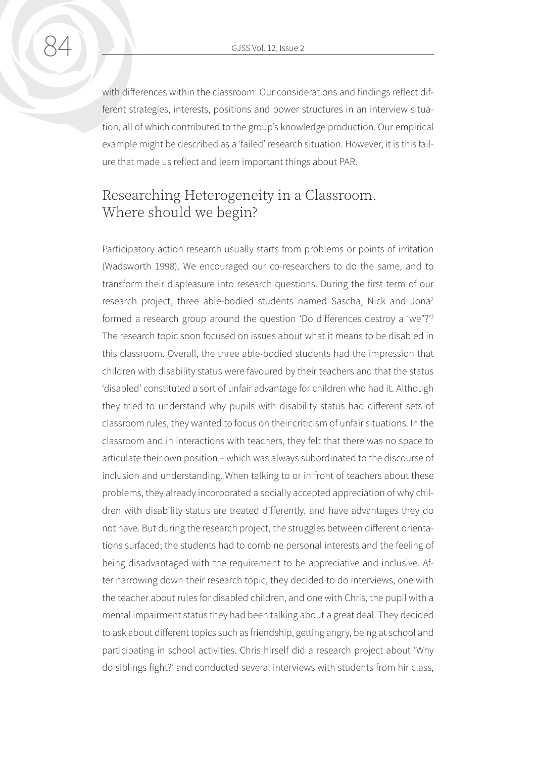with differences within the classroom. Our considerations and findings reflect different strategies, interests, positions and power structures in an interview situation, all of which contributed to the group's knowledge production. Our empirical example might be described as a 'failed' research situation. However, it is this failure that made us reflect and learn important things about PAR.

## Researching Heterogeneity in a Classroom. Where should we begin?

Participatory action research usually starts from problems or points of irritation (Wadsworth 1998). We encouraged our co-researchers to do the same, and to transform their displeasure into research questions. During the first term of our research project, three able-bodied students named Sascha, Nick and Jona[2] formed a research group around the question 'Do differences destroy a 'we"?'[3] The research topic soon focused on issues about what it means to be disabled in this classroom. Overall, the three able-bodied students had the impression that children with disability status were favoured by their teachers and that the status 'disabled' constituted a sort of unfair advantage for children who had it. Although they tried to understand why pupils with disability status had different sets of classroom rules, they wanted to focus on their criticism of unfair situations. In the classroom and in interactions with teachers, they felt that there was no space to articulate their own position – which was always subordinated to the discourse of inclusion and understanding. When talking to or in front of teachers about these problems, they already incorporated a socially accepted appreciation of why children with disability status are treated differently, and have advantages they do not have. But during the research project, the struggles between different orientations surfaced; the students had to combine personal interests and the feeling of being disadvantaged with the requirement to be appreciative and inclusive. After narrowing down their research topic, they decided to do interviews, one with the teacher about rules for disabled children, and one with Chris, the pupil with a mental impairment status they had been talking about a great deal. They decided to ask about different topics such as friendship, getting angry, being at school and participating in school activities. Chris hirself did a research project about 'Why do siblings fight?' and conducted several interviews with students from hir class,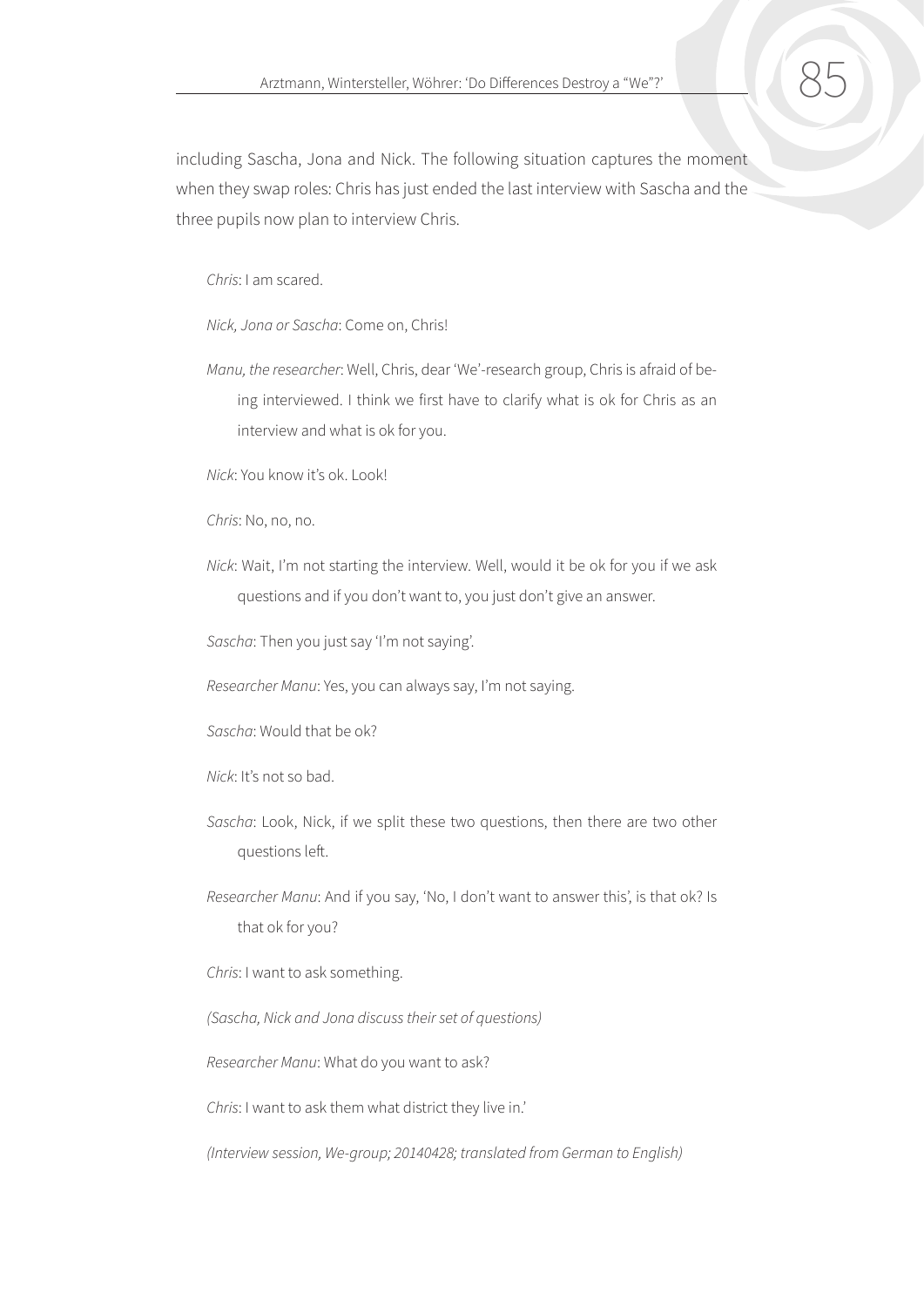including Sascha, Jona and Nick. The following situation captures the moment when they swap roles: Chris has just ended the last interview with Sascha and the three pupils now plan to interview Chris.

> *Chris*: I am scared.
>
> *Nick, Jona or Sascha*: Come on, Chris!
>
> *Manu, the researcher*: Well, Chris, dear 'We'-research group, Chris is afraid of being interviewed. I think we first have to clarify what is ok for Chris as an interview and what is ok for you.
>
> *Nick*: You know it's ok. Look!
>
> *Chris*: No, no, no.
>
> *Nick*: Wait, I'm not starting the interview. Well, would it be ok for you if we ask questions and if you don't want to, you just don't give an answer.
>
> *Sascha*: Then you just say 'I'm not saying'.
>
> *Researcher Manu*: Yes, you can always say, I'm not saying.
>
> *Sascha*: Would that be ok?
>
> *Nick*: It's not so bad.
>
> *Sascha*: Look, Nick, if we split these two questions, then there are two other questions left.
>
> *Researcher Manu*: And if you say, 'No, I don't want to answer this', is that ok? Is that ok for you?
>
> *Chris*: I want to ask something.
>
> *(Sascha, Nick and Jona discuss their set of questions)*
>
> *Researcher Manu*: What do you want to ask?
>
> *Chris*: I want to ask them what district they live in.'
>
> *(Interview session, We-group; 20140428; translated from German to English)*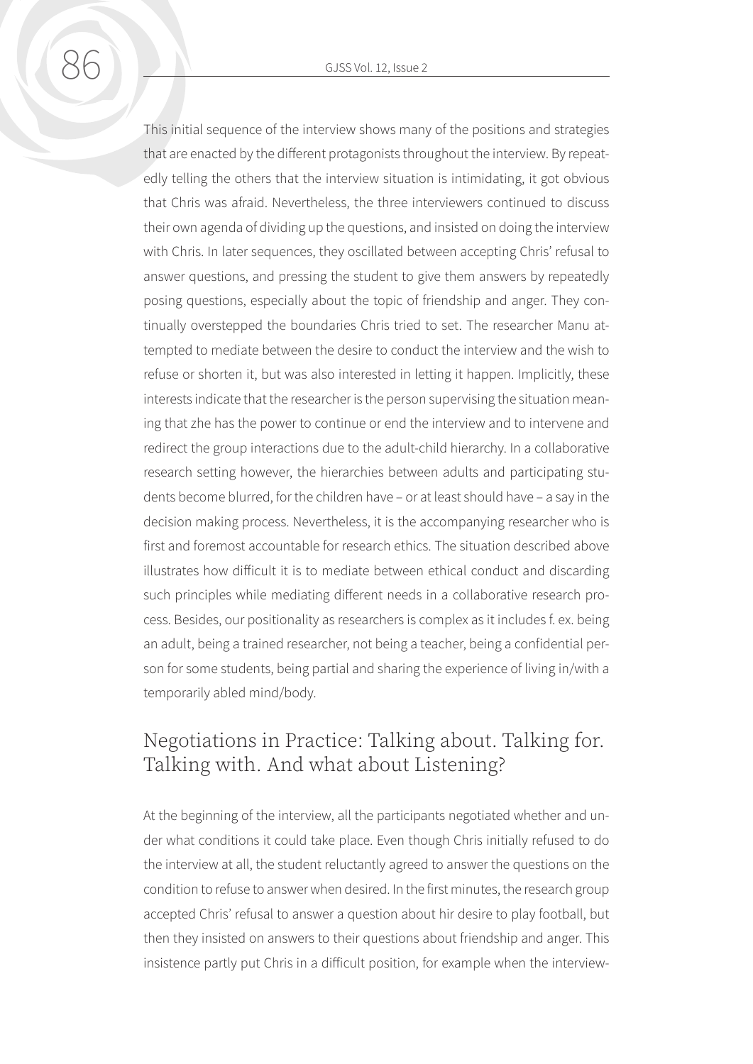This initial sequence of the interview shows many of the positions and strategies that are enacted by the different protagonists throughout the interview. By repeatedly telling the others that the interview situation is intimidating, it got obvious that Chris was afraid. Nevertheless, the three interviewers continued to discuss their own agenda of dividing up the questions, and insisted on doing the interview with Chris. In later sequences, they oscillated between accepting Chris' refusal to answer questions, and pressing the student to give them answers by repeatedly posing questions, especially about the topic of friendship and anger. They continually overstepped the boundaries Chris tried to set. The researcher Manu attempted to mediate between the desire to conduct the interview and the wish to refuse or shorten it, but was also interested in letting it happen. Implicitly, these interests indicate that the researcher is the person supervising the situation meaning that zhe has the power to continue or end the interview and to intervene and redirect the group interactions due to the adult-child hierarchy. In a collaborative research setting however, the hierarchies between adults and participating students become blurred, for the children have – or at least should have – a say in the decision making process. Nevertheless, it is the accompanying researcher who is first and foremost accountable for research ethics. The situation described above illustrates how difficult it is to mediate between ethical conduct and discarding such principles while mediating different needs in a collaborative research process. Besides, our positionality as researchers is complex as it includes f. ex. being an adult, being a trained researcher, not being a teacher, being a confidential person for some students, being partial and sharing the experience of living in/with a temporarily abled mind/body.

## Negotiations in Practice: Talking about. Talking for. Talking with. And what about Listening?

At the beginning of the interview, all the participants negotiated whether and under what conditions it could take place. Even though Chris initially refused to do the interview at all, the student reluctantly agreed to answer the questions on the condition to refuse to answer when desired. In the first minutes, the research group accepted Chris' refusal to answer a question about hir desire to play football, but then they insisted on answers to their questions about friendship and anger. This insistence partly put Chris in a difficult position, for example when the interview-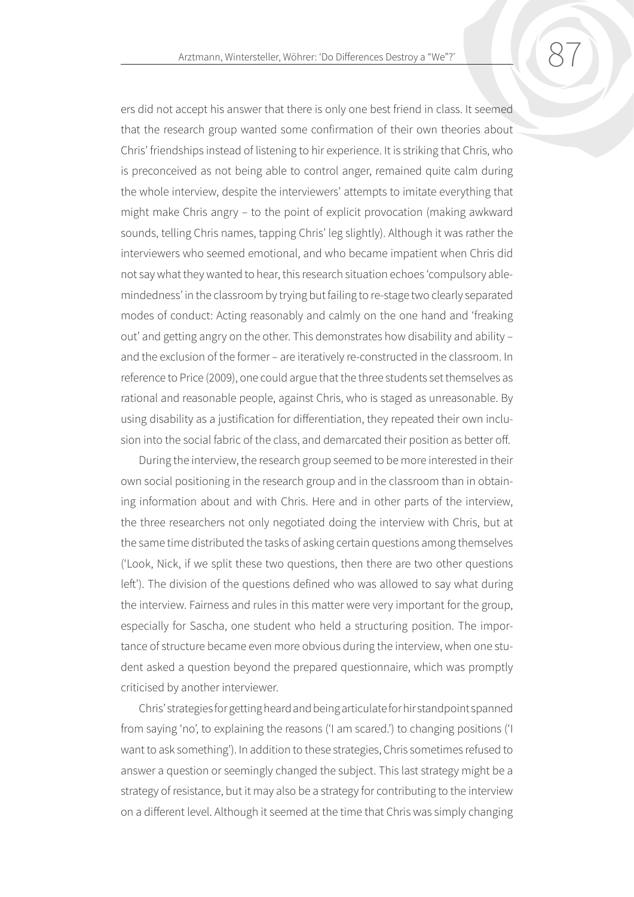ers did not accept his answer that there is only one best friend in class. It seemed that the research group wanted some confirmation of their own theories about Chris' friendships instead of listening to hir experience. It is striking that Chris, who is preconceived as not being able to control anger, remained quite calm during the whole interview, despite the interviewers' attempts to imitate everything that might make Chris angry – to the point of explicit provocation (making awkward sounds, telling Chris names, tapping Chris' leg slightly). Although it was rather the interviewers who seemed emotional, and who became impatient when Chris did not say what they wanted to hear, this research situation echoes 'compulsory able-mindedness' in the classroom by trying but failing to re-stage two clearly separated modes of conduct: Acting reasonably and calmly on the one hand and 'freaking out' and getting angry on the other. This demonstrates how disability and ability – and the exclusion of the former – are iteratively re-constructed in the classroom. In reference to Price (2009), one could argue that the three students set themselves as rational and reasonable people, against Chris, who is staged as unreasonable. By using disability as a justification for differentiation, they repeated their own inclusion into the social fabric of the class, and demarcated their position as better off.

During the interview, the research group seemed to be more interested in their own social positioning in the research group and in the classroom than in obtaining information about and with Chris. Here and in other parts of the interview, the three researchers not only negotiated doing the interview with Chris, but at the same time distributed the tasks of asking certain questions among themselves ('Look, Nick, if we split these two questions, then there are two other questions left'). The division of the questions defined who was allowed to say what during the interview. Fairness and rules in this matter were very important for the group, especially for Sascha, one student who held a structuring position. The importance of structure became even more obvious during the interview, when one student asked a question beyond the prepared questionnaire, which was promptly criticised by another interviewer.

Chris' strategies for getting heard and being articulate for hir standpoint spanned from saying 'no', to explaining the reasons ('I am scared.') to changing positions ('I want to ask something'). In addition to these strategies, Chris sometimes refused to answer a question or seemingly changed the subject. This last strategy might be a strategy of resistance, but it may also be a strategy for contributing to the interview on a different level. Although it seemed at the time that Chris was simply changing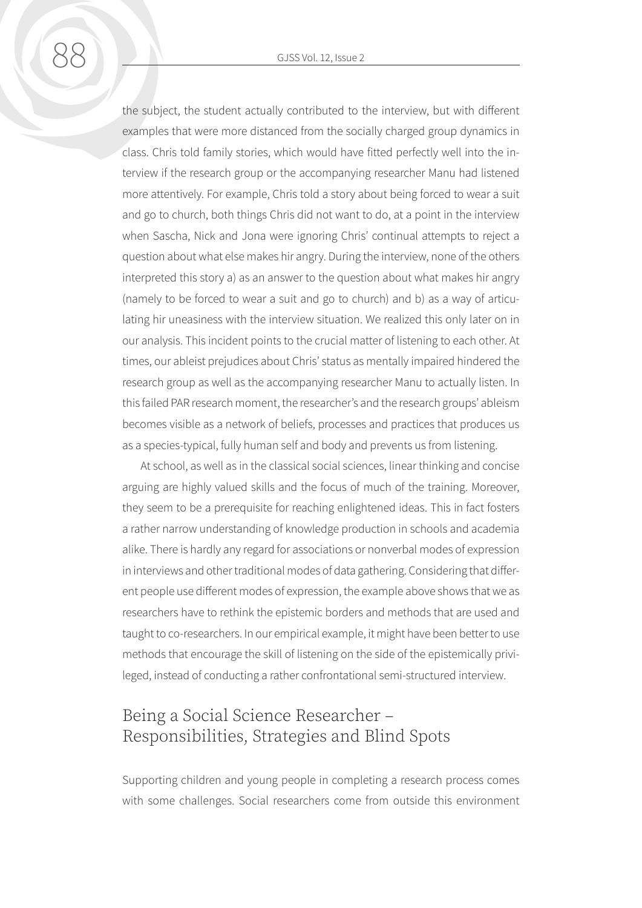the subject, the student actually contributed to the interview, but with different examples that were more distanced from the socially charged group dynamics in class. Chris told family stories, which would have fitted perfectly well into the interview if the research group or the accompanying researcher Manu had listened more attentively. For example, Chris told a story about being forced to wear a suit and go to church, both things Chris did not want to do, at a point in the interview when Sascha, Nick and Jona were ignoring Chris' continual attempts to reject a question about what else makes hir angry. During the interview, none of the others interpreted this story a) as an answer to the question about what makes hir angry (namely to be forced to wear a suit and go to church) and b) as a way of articulating hir uneasiness with the interview situation. We realized this only later on in our analysis. This incident points to the crucial matter of listening to each other. At times, our ableist prejudices about Chris' status as mentally impaired hindered the research group as well as the accompanying researcher Manu to actually listen. In this failed PAR research moment, the researcher's and the research groups' ableism becomes visible as a network of beliefs, processes and practices that produces us as a species-typical, fully human self and body and prevents us from listening.

At school, as well as in the classical social sciences, linear thinking and concise arguing are highly valued skills and the focus of much of the training. Moreover, they seem to be a prerequisite for reaching enlightened ideas. This in fact fosters a rather narrow understanding of knowledge production in schools and academia alike. There is hardly any regard for associations or nonverbal modes of expression in interviews and other traditional modes of data gathering. Considering that different people use different modes of expression, the example above shows that we as researchers have to rethink the epistemic borders and methods that are used and taught to co-researchers. In our empirical example, it might have been better to use methods that encourage the skill of listening on the side of the epistemically privileged, instead of conducting a rather confrontational semi-structured interview.

## Being a Social Science Researcher – Responsibilities, Strategies and Blind Spots

Supporting children and young people in completing a research process comes with some challenges. Social researchers come from outside this environment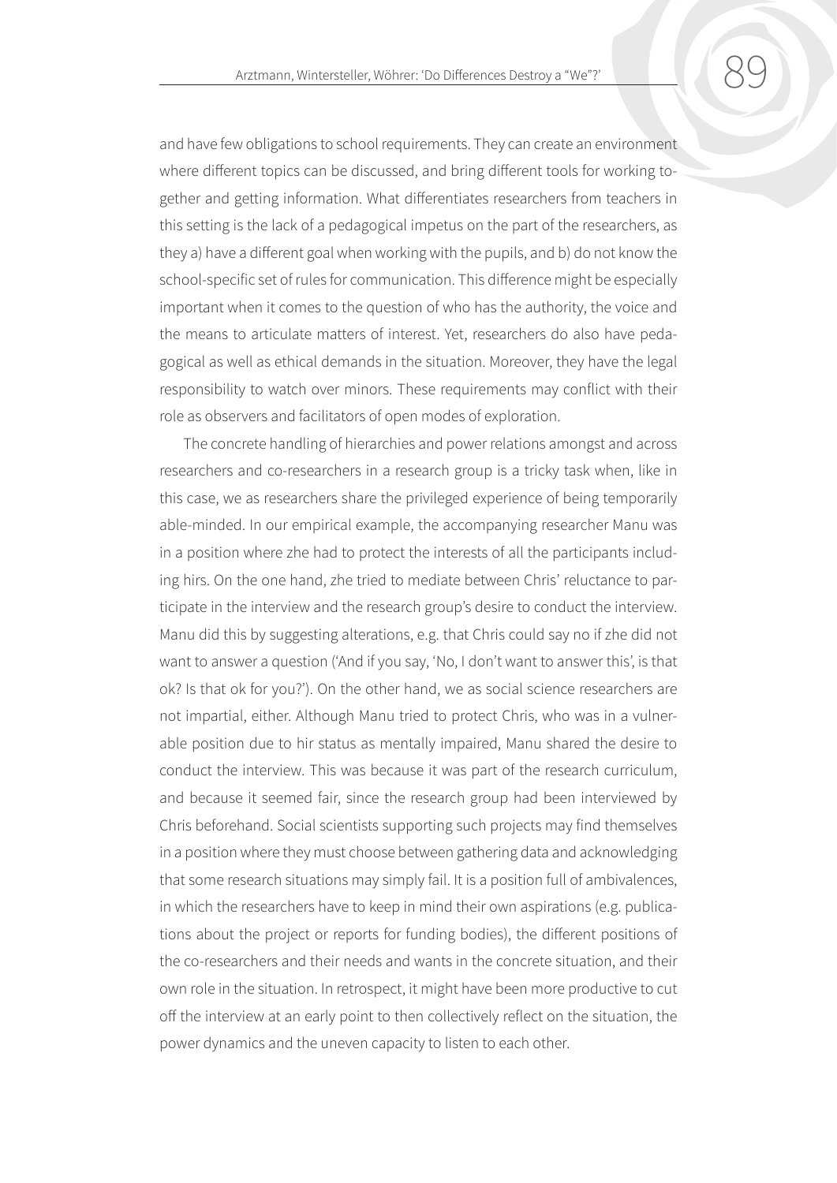and have few obligations to school requirements. They can create an environment where different topics can be discussed, and bring different tools for working together and getting information. What differentiates researchers from teachers in this setting is the lack of a pedagogical impetus on the part of the researchers, as they a) have a different goal when working with the pupils, and b) do not know the school-specific set of rules for communication. This difference might be especially important when it comes to the question of who has the authority, the voice and the means to articulate matters of interest. Yet, researchers do also have pedagogical as well as ethical demands in the situation. Moreover, they have the legal responsibility to watch over minors. These requirements may conflict with their role as observers and facilitators of open modes of exploration.

The concrete handling of hierarchies and power relations amongst and across researchers and co-researchers in a research group is a tricky task when, like in this case, we as researchers share the privileged experience of being temporarily able-minded. In our empirical example, the accompanying researcher Manu was in a position where zhe had to protect the interests of all the participants including hirs. On the one hand, zhe tried to mediate between Chris' reluctance to participate in the interview and the research group's desire to conduct the interview. Manu did this by suggesting alterations, e.g. that Chris could say no if zhe did not want to answer a question ('And if you say, 'No, I don't want to answer this', is that ok? Is that ok for you?'). On the other hand, we as social science researchers are not impartial, either. Although Manu tried to protect Chris, who was in a vulnerable position due to hir status as mentally impaired, Manu shared the desire to conduct the interview. This was because it was part of the research curriculum, and because it seemed fair, since the research group had been interviewed by Chris beforehand. Social scientists supporting such projects may find themselves in a position where they must choose between gathering data and acknowledging that some research situations may simply fail. It is a position full of ambivalences, in which the researchers have to keep in mind their own aspirations (e.g. publications about the project or reports for funding bodies), the different positions of the co-researchers and their needs and wants in the concrete situation, and their own role in the situation. In retrospect, it might have been more productive to cut off the interview at an early point to then collectively reflect on the situation, the power dynamics and the uneven capacity to listen to each other.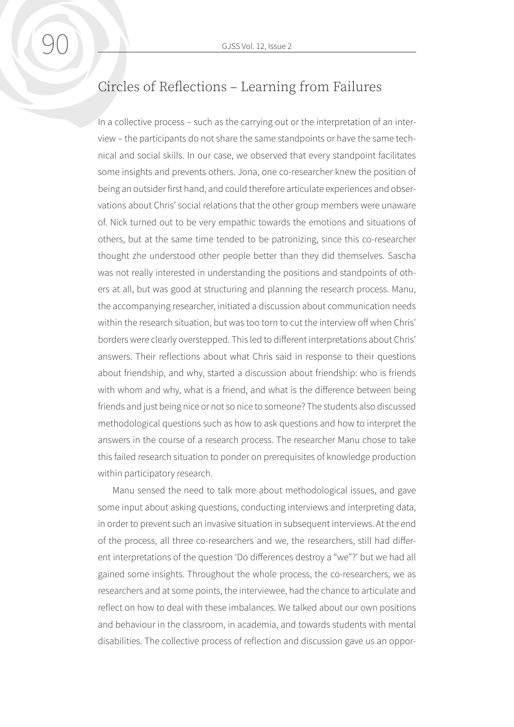## Circles of Reflections – Learning from Failures

In a collective process – such as the carrying out or the interpretation of an interview – the participants do not share the same standpoints or have the same technical and social skills. In our case, we observed that every standpoint facilitates some insights and prevents others. Jona, one co-researcher knew the position of being an outsider first hand, and could therefore articulate experiences and observations about Chris' social relations that the other group members were unaware of. Nick turned out to be very empathic towards the emotions and situations of others, but at the same time tended to be patronizing, since this co-researcher thought zhe understood other people better than they did themselves. Sascha was not really interested in understanding the positions and standpoints of others at all, but was good at structuring and planning the research process. Manu, the accompanying researcher, initiated a discussion about communication needs within the research situation, but was too torn to cut the interview off when Chris' borders were clearly overstepped. This led to different interpretations about Chris' answers. Their reflections about what Chris said in response to their questions about friendship, and why, started a discussion about friendship: who is friends with whom and why, what is a friend, and what is the difference between being friends and just being nice or not so nice to someone? The students also discussed methodological questions such as how to ask questions and how to interpret the answers in the course of a research process. The researcher Manu chose to take this failed research situation to ponder on prerequisites of knowledge production within participatory research.

Manu sensed the need to talk more about methodological issues, and gave some input about asking questions, conducting interviews and interpreting data, in order to prevent such an invasive situation in subsequent interviews. At the end of the process, all three co-researchers and we, the researchers, still had different interpretations of the question 'Do differences destroy a "we"?' but we had all gained some insights. Throughout the whole process, the co-researchers, we as researchers and at some points, the interviewee, had the chance to articulate and reflect on how to deal with these imbalances. We talked about our own positions and behaviour in the classroom, in academia, and towards students with mental disabilities. The collective process of reflection and discussion gave us an oppor-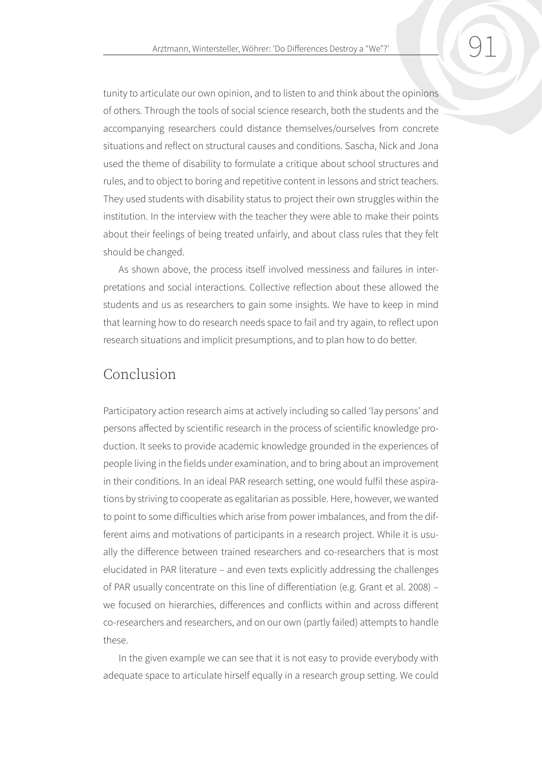tunity to articulate our own opinion, and to listen to and think about the opinions of others. Through the tools of social science research, both the students and the accompanying researchers could distance themselves/ourselves from concrete situations and reflect on structural causes and conditions. Sascha, Nick and Jona used the theme of disability to formulate a critique about school structures and rules, and to object to boring and repetitive content in lessons and strict teachers. They used students with disability status to project their own struggles within the institution. In the interview with the teacher they were able to make their points about their feelings of being treated unfairly, and about class rules that they felt should be changed.

As shown above, the process itself involved messiness and failures in interpretations and social interactions. Collective reflection about these allowed the students and us as researchers to gain some insights. We have to keep in mind that learning how to do research needs space to fail and try again, to reflect upon research situations and implicit presumptions, and to plan how to do better.

## Conclusion

Participatory action research aims at actively including so called 'lay persons' and persons affected by scientific research in the process of scientific knowledge production. It seeks to provide academic knowledge grounded in the experiences of people living in the fields under examination, and to bring about an improvement in their conditions. In an ideal PAR research setting, one would fulfil these aspirations by striving to cooperate as egalitarian as possible. Here, however, we wanted to point to some difficulties which arise from power imbalances, and from the different aims and motivations of participants in a research project. While it is usually the difference between trained researchers and co-researchers that is most elucidated in PAR literature – and even texts explicitly addressing the challenges of PAR usually concentrate on this line of differentiation (e.g. Grant et al. 2008) – we focused on hierarchies, differences and conflicts within and across different co-researchers and researchers, and on our own (partly failed) attempts to handle these.

In the given example we can see that it is not easy to provide everybody with adequate space to articulate hirself equally in a research group setting. We could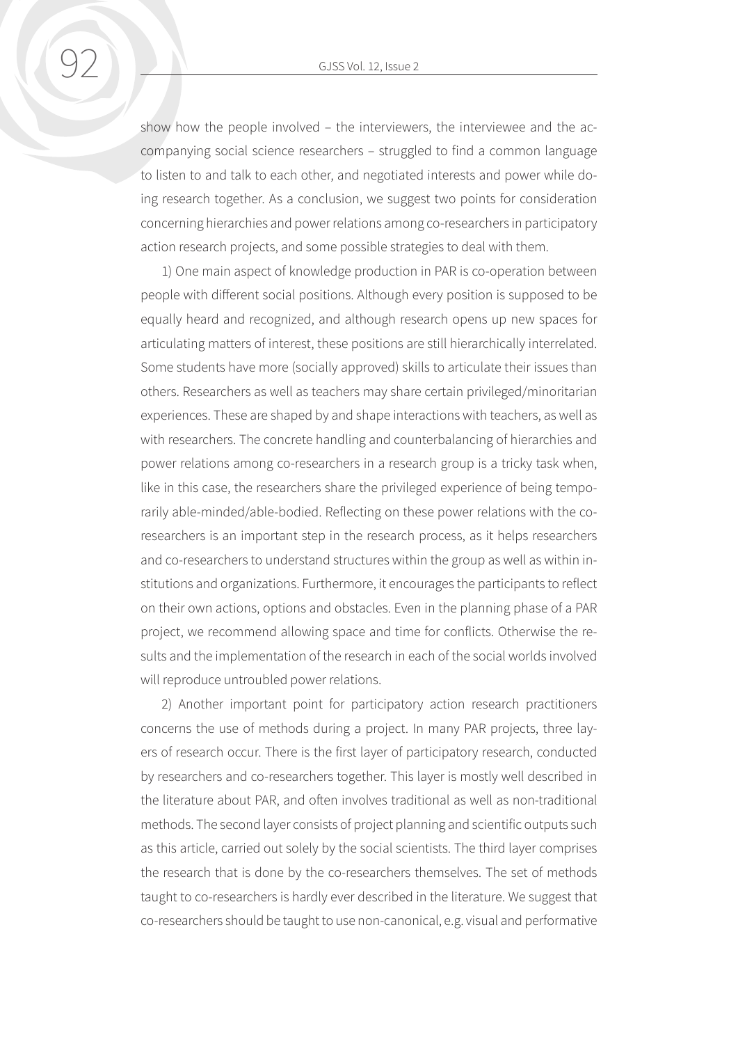show how the people involved – the interviewers, the interviewee and the accompanying social science researchers – struggled to find a common language to listen to and talk to each other, and negotiated interests and power while doing research together. As a conclusion, we suggest two points for consideration concerning hierarchies and power relations among co-researchers in participatory action research projects, and some possible strategies to deal with them.

1) One main aspect of knowledge production in PAR is co-operation between people with different social positions. Although every position is supposed to be equally heard and recognized, and although research opens up new spaces for articulating matters of interest, these positions are still hierarchically interrelated. Some students have more (socially approved) skills to articulate their issues than others. Researchers as well as teachers may share certain privileged/minoritarian experiences. These are shaped by and shape interactions with teachers, as well as with researchers. The concrete handling and counterbalancing of hierarchies and power relations among co-researchers in a research group is a tricky task when, like in this case, the researchers share the privileged experience of being temporarily able-minded/able-bodied. Reflecting on these power relations with the co-researchers is an important step in the research process, as it helps researchers and co-researchers to understand structures within the group as well as within institutions and organizations. Furthermore, it encourages the participants to reflect on their own actions, options and obstacles. Even in the planning phase of a PAR project, we recommend allowing space and time for conflicts. Otherwise the results and the implementation of the research in each of the social worlds involved will reproduce untroubled power relations.

2) Another important point for participatory action research practitioners concerns the use of methods during a project. In many PAR projects, three layers of research occur. There is the first layer of participatory research, conducted by researchers and co-researchers together. This layer is mostly well described in the literature about PAR, and often involves traditional as well as non-traditional methods. The second layer consists of project planning and scientific outputs such as this article, carried out solely by the social scientists. The third layer comprises the research that is done by the co-researchers themselves. The set of methods taught to co-researchers is hardly ever described in the literature. We suggest that co-researchers should be taught to use non-canonical, e.g. visual and performative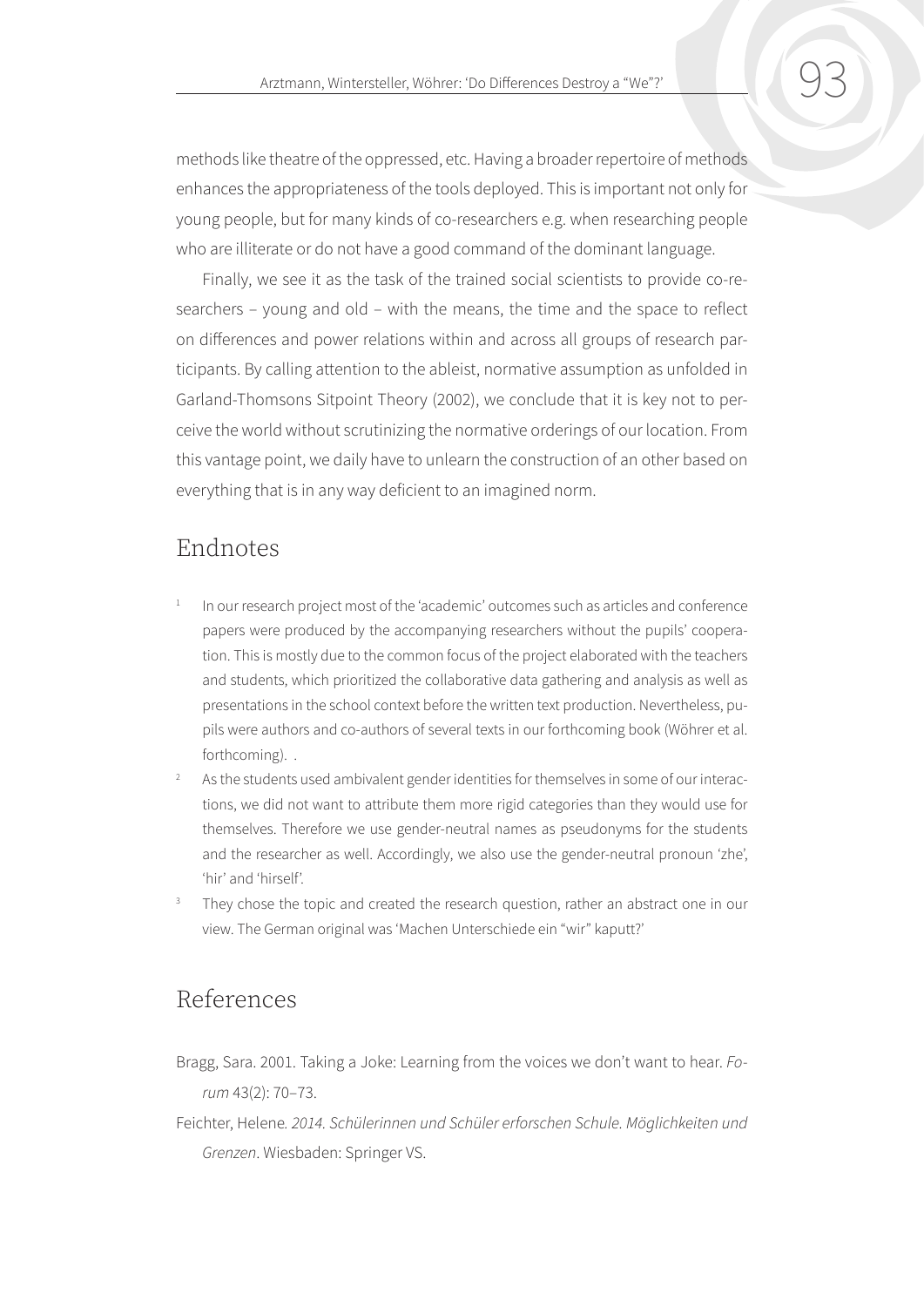methods like theatre of the oppressed, etc. Having a broader repertoire of methods enhances the appropriateness of the tools deployed. This is important not only for young people, but for many kinds of co-researchers e.g. when researching people who are illiterate or do not have a good command of the dominant language.

Finally, we see it as the task of the trained social scientists to provide co-researchers – young and old – with the means, the time and the space to reflect on differences and power relations within and across all groups of research participants. By calling attention to the ableist, normative assumption as unfolded in Garland-Thomsons Sitpoint Theory (2002), we conclude that it is key not to perceive the world without scrutinizing the normative orderings of our location. From this vantage point, we daily have to unlearn the construction of an other based on everything that is in any way deficient to an imagined norm.

## Endnotes

1. In our research project most of the 'academic' outcomes such as articles and conference papers were produced by the accompanying researchers without the pupils' cooperation. This is mostly due to the common focus of the project elaborated with the teachers and students, which prioritized the collaborative data gathering and analysis as well as presentations in the school context before the written text production. Nevertheless, pupils were authors and co-authors of several texts in our forthcoming book (Wöhrer et al. forthcoming). .
2. As the students used ambivalent gender identities for themselves in some of our interactions, we did not want to attribute them more rigid categories than they would use for themselves. Therefore we use gender-neutral names as pseudonyms for the students and the researcher as well. Accordingly, we also use the gender-neutral pronoun 'zhe', 'hir' and 'hirself'.
3. They chose the topic and created the research question, rather an abstract one in our view. The German original was 'Machen Unterschiede ein "wir" kaputt?'

## References

Bragg, Sara. 2001. Taking a Joke: Learning from the voices we don't want to hear. *Forum* 43(2): 70–73.

Feichter, Helene*. 2014. Schülerinnen und Schüler erforschen Schule. Möglichkeiten und Grenzen*. Wiesbaden: Springer VS.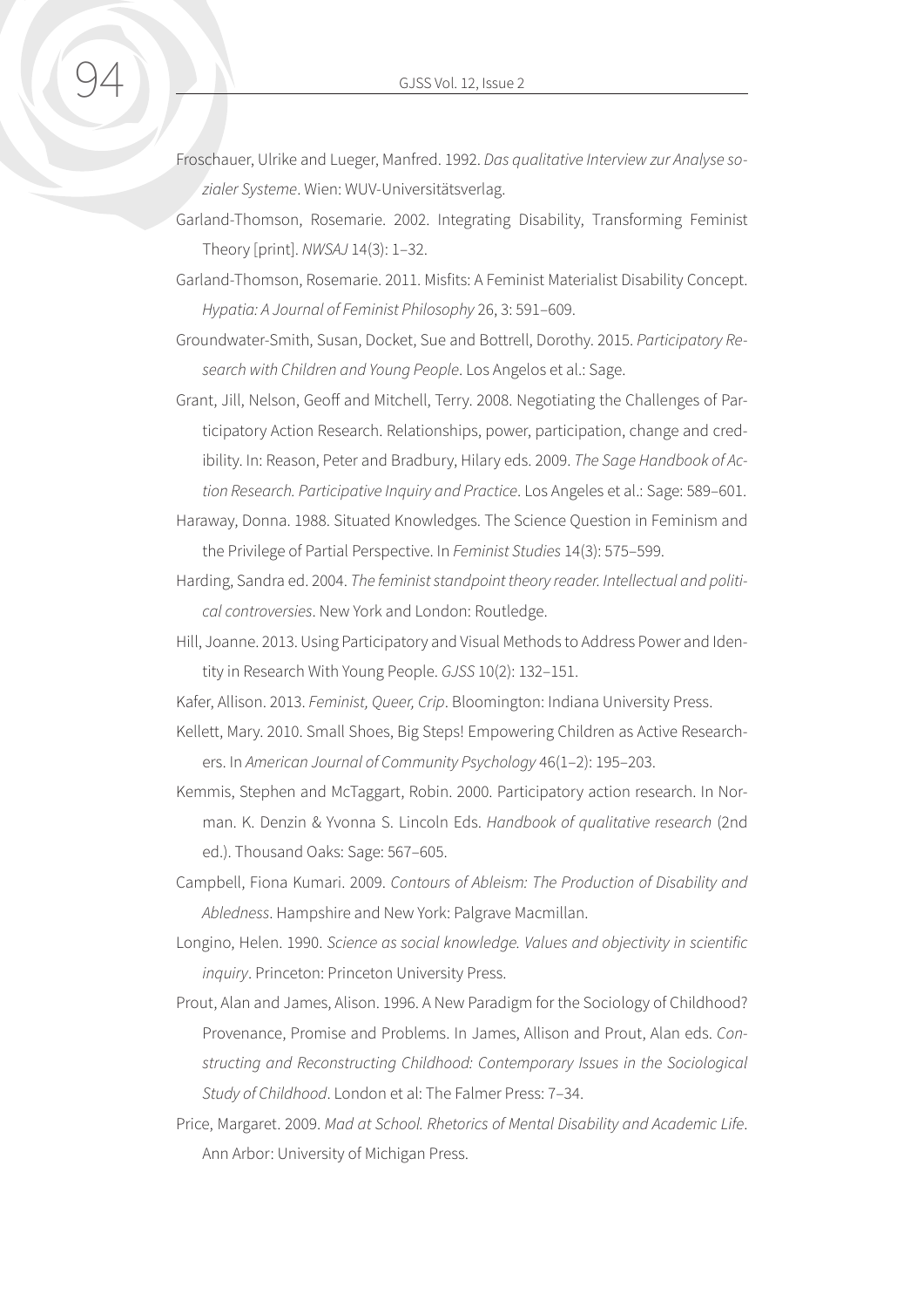Froschauer, Ulrike and Lueger, Manfred. 1992. *Das qualitative Interview zur Analyse sozialer Systeme*. Wien: WUV-Universitätsverlag.

Garland-Thomson, Rosemarie. 2002. Integrating Disability, Transforming Feminist Theory [print]. *NWSAJ* 14(3): 1–32.

Garland-Thomson, Rosemarie. 2011. Misfits: A Feminist Materialist Disability Concept. *Hypatia: A Journal of Feminist Philosophy* 26, 3: 591–609.

Groundwater-Smith, Susan, Docket, Sue and Bottrell, Dorothy. 2015. *Participatory Research with Children and Young People*. Los Angelos et al.: Sage.

Grant, Jill, Nelson, Geoff and Mitchell, Terry. 2008. Negotiating the Challenges of Participatory Action Research. Relationships, power, participation, change and credibility. In: Reason, Peter and Bradbury, Hilary eds. 2009. *The Sage Handbook of Action Research. Participative Inquiry and Practice*. Los Angeles et al.: Sage: 589–601.

Haraway, Donna. 1988. Situated Knowledges. The Science Question in Feminism and the Privilege of Partial Perspective. In *Feminist Studies* 14(3): 575–599.

Harding, Sandra ed. 2004. *The feminist standpoint theory reader. Intellectual and political controversies*. New York and London: Routledge.

Hill, Joanne. 2013. Using Participatory and Visual Methods to Address Power and Identity in Research With Young People. *GJSS* 10(2): 132–151.

Kafer, Allison. 2013. *Feminist, Queer, Crip*. Bloomington: Indiana University Press.

Kellett, Mary. 2010. Small Shoes, Big Steps! Empowering Children as Active Researchers. In *American Journal of Community Psychology* 46(1–2): 195–203.

Kemmis, Stephen and McTaggart, Robin. 2000. Participatory action research. In Norman. K. Denzin & Yvonna S. Lincoln Eds. *Handbook of qualitative research* (2nd ed.). Thousand Oaks: Sage: 567–605.

Campbell, Fiona Kumari. 2009. *Contours of Ableism: The Production of Disability and Abledness*. Hampshire and New York: Palgrave Macmillan.

Longino, Helen. 1990. *Science as social knowledge. Values and objectivity in scientific inquiry*. Princeton: Princeton University Press.

Prout, Alan and James, Alison. 1996. A New Paradigm for the Sociology of Childhood? Provenance, Promise and Problems. In James, Allison and Prout, Alan eds. *Constructing and Reconstructing Childhood: Contemporary Issues in the Sociological Study of Childhood*. London et al: The Falmer Press: 7–34.

Price, Margaret. 2009. *Mad at School. Rhetorics of Mental Disability and Academic Life*. Ann Arbor: University of Michigan Press.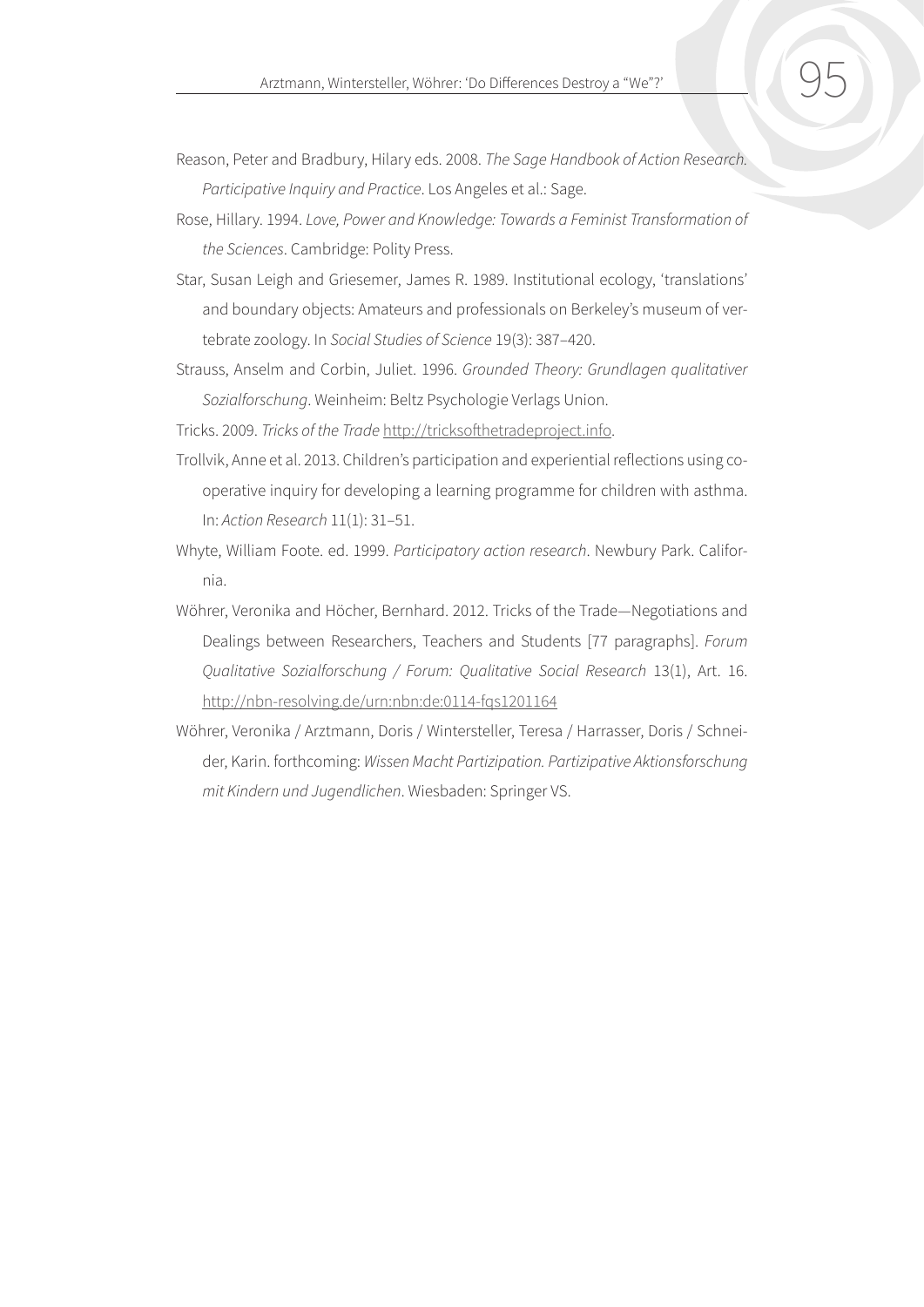Reason, Peter and Bradbury, Hilary eds. 2008. *The Sage Handbook of Action Research. Participative Inquiry and Practice*. Los Angeles et al.: Sage.

Rose, Hillary. 1994. *Love, Power and Knowledge: Towards a Feminist Transformation of the Sciences*. Cambridge: Polity Press.

Star, Susan Leigh and Griesemer, James R. 1989. Institutional ecology, 'translations' and boundary objects: Amateurs and professionals on Berkeley's museum of vertebrate zoology. In *Social Studies of Science* 19(3): 387–420.

Strauss, Anselm and Corbin, Juliet. 1996. *Grounded Theory: Grundlagen qualitativer Sozialforschung*. Weinheim: Beltz Psychologie Verlags Union.

Tricks. 2009. *Tricks of the Trade* http://tricksofthetradeproject.info.

Trollvik, Anne et al. 2013. Children's participation and experiential reflections using co-operative inquiry for developing a learning programme for children with asthma. In: *Action Research* 11(1): 31–51.

Whyte, William Foote. ed. 1999. *Participatory action research*. Newbury Park. California.

Wöhrer, Veronika and Höcher, Bernhard. 2012. Tricks of the Trade—Negotiations and Dealings between Researchers, Teachers and Students [77 paragraphs]. *Forum Qualitative Sozialforschung / Forum: Qualitative Social Research* 13(1), Art. 16. http://nbn-resolving.de/urn:nbn:de:0114-fqs1201164

Wöhrer, Veronika / Arztmann, Doris / Wintersteller, Teresa / Harrasser, Doris / Schneider, Karin. forthcoming: *Wissen Macht Partizipation. Partizipative Aktionsforschung mit Kindern und Jugendlichen*. Wiesbaden: Springer VS.